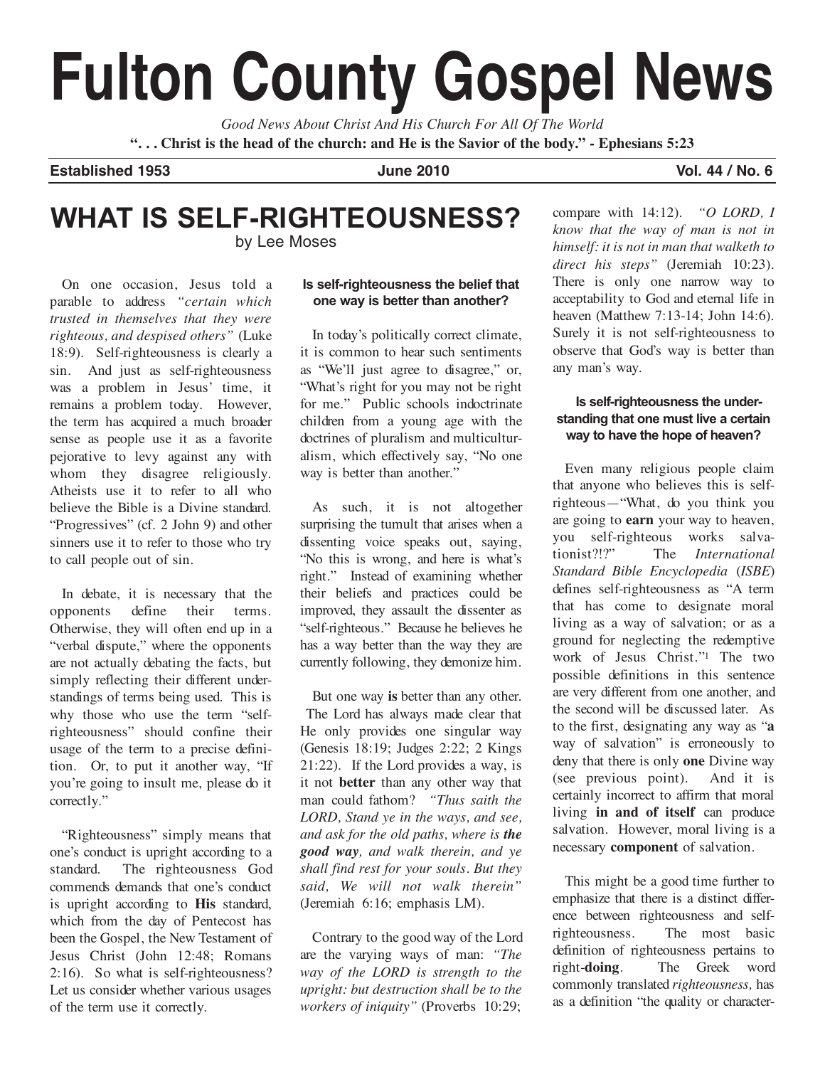# Fulton County Gospel News

*Good News About Christ And His Church For All Of The World*

**". . . Christ is the head of the church: and He is the Savior of the body." - Ephesians 5:23**

**Established 1953** **June 2010** **Vol. 44 / No. 6**

## WHAT IS SELF-RIGHTEOUSNESS?

by Lee Moses

On one occasion, Jesus told a parable to address *"certain which trusted in themselves that they were righteous, and despised others"* (Luke 18:9). Self-righteousness is clearly a sin. And just as self-righteousness was a problem in Jesus' time, it remains a problem today. However, the term has acquired a much broader sense as people use it as a favorite pejorative to levy against any with whom they disagree religiously. Atheists use it to refer to all who believe the Bible is a Divine standard. "Progressives" (cf. 2 John 9) and other sinners use it to refer to those who try to call people out of sin.

In debate, it is necessary that the opponents define their terms. Otherwise, they will often end up in a "verbal dispute," where the opponents are not actually debating the facts, but simply reflecting their different understandings of terms being used. This is why those who use the term "self-righteousness" should confine their usage of the term to a precise definition. Or, to put it another way, "If you're going to insult me, please do it correctly."

"Righteousness" simply means that one's conduct is upright according to a standard. The righteousness God commends demands that one's conduct is upright according to **His** standard, which from the day of Pentecost has been the Gospel, the New Testament of Jesus Christ (John 12:48; Romans 2:16). So what is self-righteousness? Let us consider whether various usages of the term use it correctly.

#### Is self-righteousness the belief that one way is better than another?

In today's politically correct climate, it is common to hear such sentiments as "We'll just agree to disagree," or, "What's right for you may not be right for me." Public schools indoctrinate children from a young age with the doctrines of pluralism and multiculturalism, which effectively say, "No one way is better than another."

As such, it is not altogether surprising the tumult that arises when a dissenting voice speaks out, saying, "No this is wrong, and here is what's right." Instead of examining whether their beliefs and practices could be improved, they assault the dissenter as "self-righteous." Because he believes he has a way better than the way they are currently following, they demonize him.

But one way **is** better than any other. The Lord has always made clear that He only provides one singular way (Genesis 18:19; Judges 2:22; 2 Kings 21:22). If the Lord provides a way, is it not **better** than any other way that man could fathom? *"Thus saith the LORD, Stand ye in the ways, and see, and ask for the old paths, where is **the good way**, and walk therein, and ye shall find rest for your souls. But they said, We will not walk therein"* (Jeremiah 6:16; emphasis LM).

Contrary to the good way of the Lord are the varying ways of man: *"The way of the LORD is strength to the upright: but destruction shall be to the workers of iniquity"* (Proverbs 10:29; compare with 14:12). *"O LORD, I know that the way of man is not in himself: it is not in man that walketh to direct his steps"* (Jeremiah 10:23). There is only one narrow way to acceptability to God and eternal life in heaven (Matthew 7:13-14; John 14:6). Surely it is not self-righteousness to observe that God's way is better than any man's way.

#### Is self-righteousness the understanding that one must live a certain way to have the hope of heaven?

Even many religious people claim that anyone who believes this is self-righteous—"What, do you think you are going to **earn** your way to heaven, you self-righteous works salvationist?!?" The *International Standard Bible Encyclopedia* (*ISBE*) defines self-righteousness as "A term that has come to designate moral living as a way of salvation; or as a ground for neglecting the redemptive work of Jesus Christ."[1] The two possible definitions in this sentence are very different from one another, and the second will be discussed later. As to the first, designating any way as "**a** way of salvation" is erroneously to deny that there is only **one** Divine way (see previous point). And it is certainly incorrect to affirm that moral living **in and of itself** can produce salvation. However, moral living is a necessary **component** of salvation.

This might be a good time further to emphasize that there is a distinct difference between righteousness and self-righteousness. The most basic definition of righteousness pertains to right-**doing**. The Greek word commonly translated *righteousness,* has as a definition "the quality or character-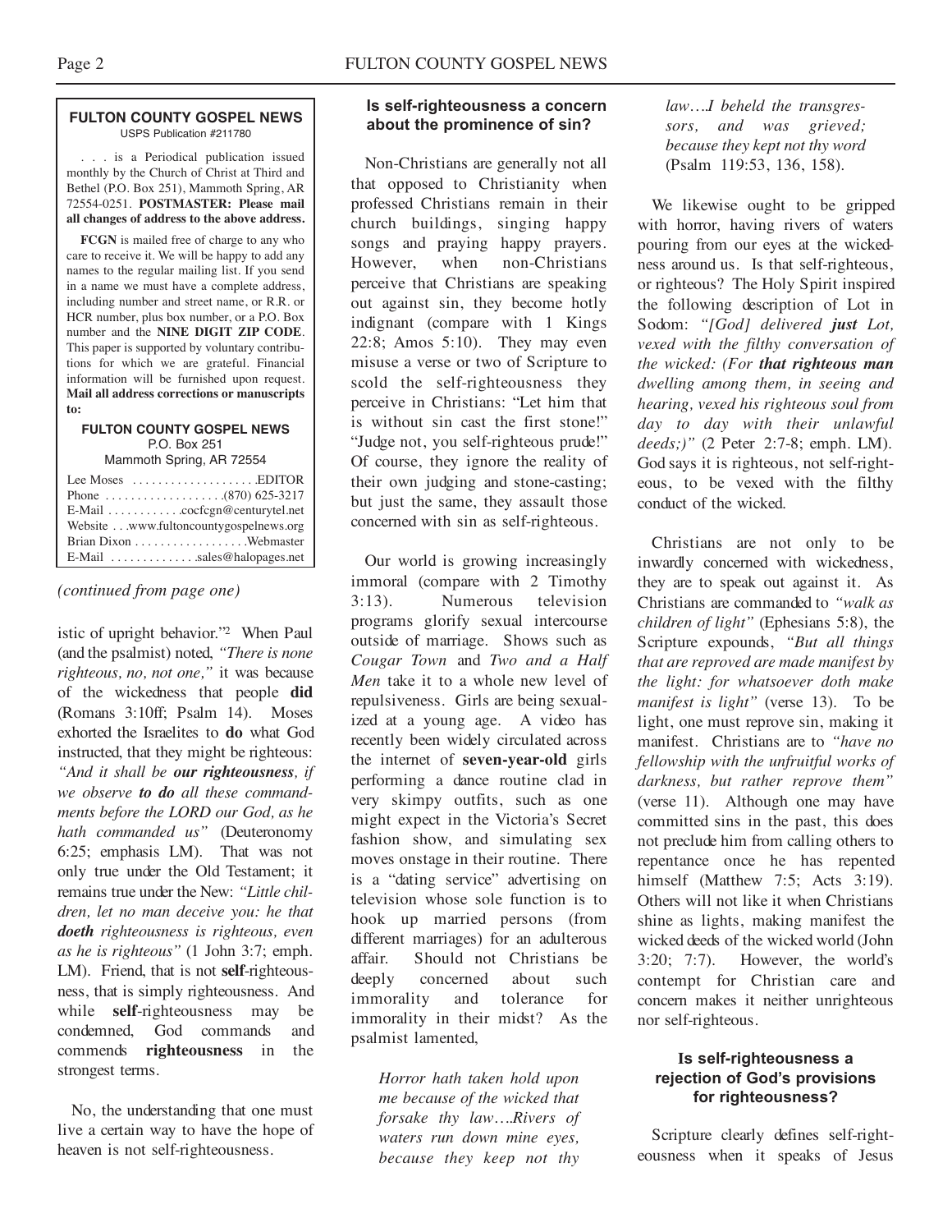**FULTON COUNTY GOSPEL NEWS**
USPS Publication #211780

. . . is a Periodical publication issued monthly by the Church of Christ at Third and Bethel (P.O. Box 251), Mammoth Spring, AR 72554-0251. **POSTMASTER: Please mail all changes of address to the above address.**

**FCGN** is mailed free of charge to any who care to receive it. We will be happy to add any names to the regular mailing list. If you send in a name we must have a complete address, including number and street name, or R.R. or HCR number, plus box number, or a P.O. Box number and the **NINE DIGIT ZIP CODE**. This paper is supported by voluntary contributions for which we are grateful. Financial information will be furnished upon request. **Mail all address corrections or manuscripts to:**

**FULTON COUNTY GOSPEL NEWS**
P.O. Box 251
Mammoth Spring, AR 72554

Lee Moses . . . . . . . . . . . . . . . . . . . .EDITOR
Phone . . . . . . . . . . . . . . . . . . .(870) 625-3217
E-Mail . . . . . . . . . . . .cocfcgn@centurytel.net
Website . . .www.fultoncountygospelnews.org
Brian Dixon . . . . . . . . . . . . . . . . . .Webmaster
E-Mail . . . . . . . . . . . . . .sales@halopages.net

*(continued from page one)*

istic of upright behavior."[2] When Paul (and the psalmist) noted, *"There is none righteous, no, not one,"* it was because of the wickedness that people **did** (Romans 3:10ff; Psalm 14). Moses exhorted the Israelites to **do** what God instructed, that they might be righteous: *"And it shall be* ***our righteousness****, if we observe* ***to do*** *all these commandments before the LORD our God, as he hath commanded us"* (Deuteronomy 6:25; emphasis LM). That was not only true under the Old Testament; it remains true under the New: *"Little children, let no man deceive you: he that* ***doeth*** *righteousness is righteous, even as he is righteous"* (1 John 3:7; emph. LM). Friend, that is not **self**-righteousness, that is simply righteousness. And while **self**-righteousness may be condemned, God commands and commends **righteousness** in the strongest terms.

No, the understanding that one must live a certain way to have the hope of heaven is not self-righteousness.

### Is self-righteousness a concern about the prominence of sin?

Non-Christians are generally not all that opposed to Christianity when professed Christians remain in their church buildings, singing happy songs and praying happy prayers. However, when non-Christians perceive that Christians are speaking out against sin, they become hotly indignant (compare with 1 Kings 22:8; Amos 5:10). They may even misuse a verse or two of Scripture to scold the self-righteousness they perceive in Christians: "Let him that is without sin cast the first stone!" "Judge not, you self-righteous prude!" Of course, they ignore the reality of their own judging and stone-casting; but just the same, they assault those concerned with sin as self-righteous.

Our world is growing increasingly immoral (compare with 2 Timothy 3:13). Numerous television programs glorify sexual intercourse outside of marriage. Shows such as *Cougar Town* and *Two and a Half Men* take it to a whole new level of repulsiveness. Girls are being sexualized at a young age. A video has recently been widely circulated across the internet of **seven-year-old** girls performing a dance routine clad in very skimpy outfits, such as one might expect in the Victoria's Secret fashion show, and simulating sex moves onstage in their routine. There is a "dating service" advertising on television whose sole function is to hook up married persons (from different marriages) for an adulterous affair. Should not Christians be deeply concerned about such immorality and tolerance for immorality in their midst? As the psalmist lamented,

> *Horror hath taken hold upon me because of the wicked that forsake thy law….Rivers of waters run down mine eyes, because they keep not thy law….I beheld the transgressors, and was grieved; because they kept not thy word* (Psalm 119:53, 136, 158).

We likewise ought to be gripped with horror, having rivers of waters pouring from our eyes at the wickedness around us. Is that self-righteous, or righteous? The Holy Spirit inspired the following description of Lot in Sodom: *"[God] delivered* ***just*** *Lot, vexed with the filthy conversation of the wicked: (For* ***that righteous man*** *dwelling among them, in seeing and hearing, vexed his righteous soul from day to day with their unlawful deeds;)"* (2 Peter 2:7-8; emph. LM). God says it is righteous, not self-righteous, to be vexed with the filthy conduct of the wicked.

Christians are not only to be inwardly concerned with wickedness, they are to speak out against it. As Christians are commanded to *"walk as children of light"* (Ephesians 5:8), the Scripture expounds, *"But all things that are reproved are made manifest by the light: for whatsoever doth make manifest is light"* (verse 13). To be light, one must reprove sin, making it manifest. Christians are to *"have no fellowship with the unfruitful works of darkness, but rather reprove them"* (verse 11). Although one may have committed sins in the past, this does not preclude him from calling others to repentance once he has repented himself (Matthew 7:5; Acts 3:19). Others will not like it when Christians shine as lights, making manifest the wicked deeds of the wicked world (John 3:20; 7:7). However, the world's contempt for Christian care and concern makes it neither unrighteous nor self-righteous.

### Is self-righteousness a rejection of God's provisions for righteousness?

Scripture clearly defines self-righteousness when it speaks of Jesus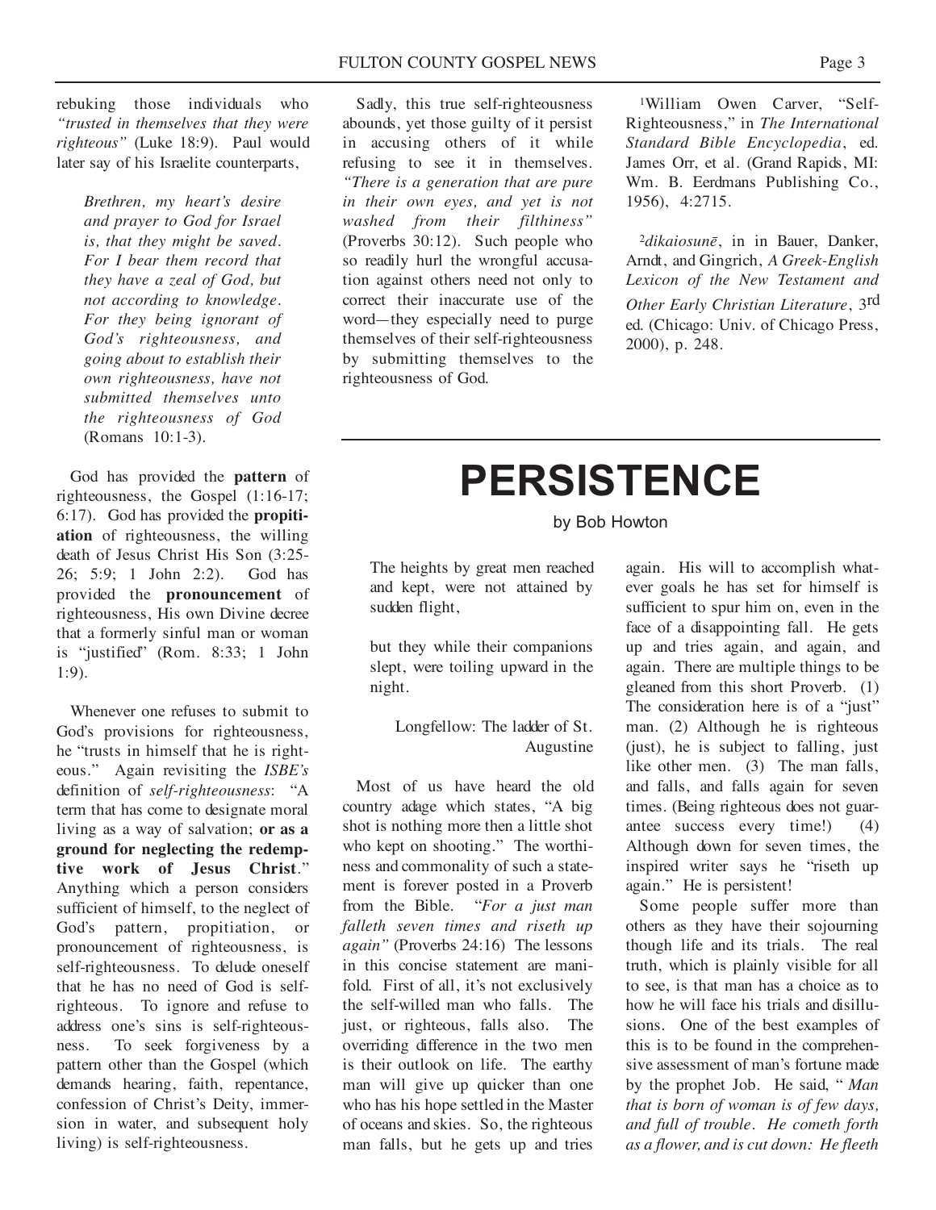rebuking those individuals who *"trusted in themselves that they were righteous"* (Luke 18:9). Paul would later say of his Israelite counterparts,

> *Brethren, my heart's desire and prayer to God for Israel is, that they might be saved. For I bear them record that they have a zeal of God, but not according to knowledge. For they being ignorant of God's righteousness, and going about to establish their own righteousness, have not submitted themselves unto the righteousness of God* (Romans 10:1-3).

God has provided the **pattern** of righteousness, the Gospel (1:16-17; 6:17). God has provided the **propitiation** of righteousness, the willing death of Jesus Christ His Son (3:25-26; 5:9; 1 John 2:2). God has provided the **pronouncement** of righteousness, His own Divine decree that a formerly sinful man or woman is "justified" (Rom. 8:33; 1 John 1:9).

Whenever one refuses to submit to God's provisions for righteousness, he "trusts in himself that he is righteous." Again revisiting the *ISBE's* definition of *self-righteousness*: "A term that has come to designate moral living as a way of salvation; **or as a ground for neglecting the redemptive work of Jesus Christ**." Anything which a person considers sufficient of himself, to the neglect of God's pattern, propitiation, or pronouncement of righteousness, is self-righteousness. To delude oneself that he has no need of God is self-righteous. To ignore and refuse to address one's sins is self-righteousness. To seek forgiveness by a pattern other than the Gospel (which demands hearing, faith, repentance, confession of Christ's Deity, immersion in water, and subsequent holy living) is self-righteousness.

Sadly, this true self-righteousness abounds, yet those guilty of it persist in accusing others of it while refusing to see it in themselves. *"There is a generation that are pure in their own eyes, and yet is not washed from their filthiness"* (Proverbs 30:12). Such people who so readily hurl the wrongful accusation against others need not only to correct their inaccurate use of the word—they especially need to purge themselves of their self-righteousness by submitting themselves to the righteousness of God.

[1]William Owen Carver, "Self-Righteousness," in *The International Standard Bible Encyclopedia*, ed. James Orr, et al. (Grand Rapids, MI: Wm. B. Eerdmans Publishing Co., 1956), 4:2715.

[2]*dikaiosunē*, in in Bauer, Danker, Arndt, and Gingrich, *A Greek-English Lexicon of the New Testament and Other Early Christian Literature*, 3rd ed. (Chicago: Univ. of Chicago Press, 2000), p. 248.

# PERSISTENCE

by Bob Howton

> The heights by great men reached and kept, were not attained by sudden flight,
>
> but they while their companions slept, were toiling upward in the night.
>
> Longfellow: The ladder of St. Augustine

Most of us have heard the old country adage which states, "A big shot is nothing more then a little shot who kept on shooting." The worthiness and commonality of such a statement is forever posted in a Proverb from the Bible. "*For a just man falleth seven times and riseth up again"* (Proverbs 24:16) The lessons in this concise statement are manifold. First of all, it's not exclusively the self-willed man who falls. The just, or righteous, falls also. The overriding difference in the two men is their outlook on life. The earthy man will give up quicker than one who has his hope settled in the Master of oceans and skies. So, the righteous man falls, but he gets up and tries again. His will to accomplish whatever goals he has set for himself is sufficient to spur him on, even in the face of a disappointing fall. He gets up and tries again, and again, and again. There are multiple things to be gleaned from this short Proverb. (1) The consideration here is of a "just" man. (2) Although he is righteous (just), he is subject to falling, just like other men. (3) The man falls, and falls, and falls again for seven times. (Being righteous does not guarantee success every time!) (4) Although down for seven times, the inspired writer says he "riseth up again." He is persistent!

Some people suffer more than others as they have their sojourning though life and its trials. The real truth, which is plainly visible for all to see, is that man has a choice as to how he will face his trials and disillusions. One of the best examples of this is to be found in the comprehensive assessment of man's fortune made by the prophet Job. He said, " *Man that is born of woman is of few days, and full of trouble. He cometh forth as a flower, and is cut down: He fleeth*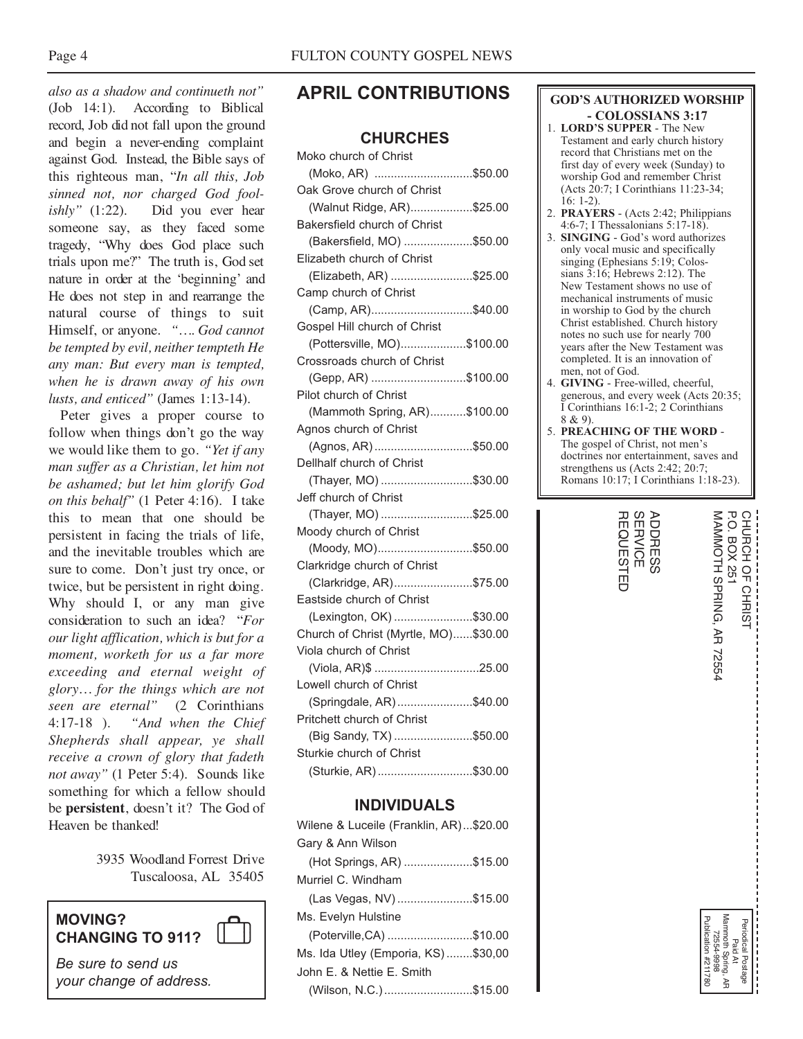*also as a shadow and continueth not"* (Job 14:1). According to Biblical record, Job did not fall upon the ground and begin a never-ending complaint against God. Instead, the Bible says of this righteous man, "*In all this, Job sinned not, nor charged God foolishly"* (1:22). Did you ever hear someone say, as they faced some tragedy, "Why does God place such trials upon me?" The truth is, God set nature in order at the 'beginning' and He does not step in and rearrange the natural course of things to suit Himself, or anyone. *"…. God cannot be tempted by evil, neither tempteth He any man: But every man is tempted, when he is drawn away of his own lusts, and enticed"* (James 1:13-14).

Peter gives a proper course to follow when things don't go the way we would like them to go. *"Yet if any man suffer as a Christian, let him not be ashamed; but let him glorify God on this behalf"* (1 Peter 4:16). I take this to mean that one should be persistent in facing the trials of life, and the inevitable troubles which are sure to come. Don't just try once, or twice, but be persistent in right doing. Why should I, or any man give consideration to such an idea? "*For our light affliction, which is but for a moment, worketh for us a far more exceeding and eternal weight of glory… for the things which are not seen are eternal"* (2 Corinthians 4:17-18 ). *"And when the Chief Shepherds shall appear, ye shall receive a crown of glory that fadeth not away"* (1 Peter 5:4). Sounds like something for which a fellow should be **persistent**, doesn't it? The God of Heaven be thanked!

3935 Woodland Forrest Drive
Tuscaloosa, AL 35405

**MOVING? CHANGING TO 911?**

*Be sure to send us your change of address.*

# APRIL CONTRIBUTIONS

## CHURCHES

Moko church of Christ (Moko, AR) ....$50.00
Oak Grove church of Christ (Walnut Ridge, AR)....$25.00
Bakersfield church of Christ (Bakersfield, MO) ....$50.00
Elizabeth church of Christ (Elizabeth, AR) ....$25.00
Camp church of Christ (Camp, AR)....$40.00
Gospel Hill church of Christ (Pottersville, MO)....$100.00
Crossroads church of Christ (Gepp, AR) ....$100.00
Pilot church of Christ (Mammoth Spring, AR)....$100.00
Agnos church of Christ (Agnos, AR)....$50.00
Dellhalf church of Christ (Thayer, MO) ....$30.00
Jeff church of Christ (Thayer, MO) ....$25.00
Moody church of Christ (Moody, MO)....$50.00
Clarkridge church of Christ (Clarkridge, AR)....$75.00
Eastside church of Christ (Lexington, OK) ....$30.00
Church of Christ (Myrtle, MO)....$30.00
Viola church of Christ (Viola, AR)$ ....25.00
Lowell church of Christ (Springdale, AR)....$40.00
Pritchett church of Christ (Big Sandy, TX) ....$50.00
Sturkie church of Christ (Sturkie, AR)....$30.00

## INDIVIDUALS

Wilene & Luceile (Franklin, AR)...$20.00
Gary & Ann Wilson (Hot Springs, AR) ....$15.00
Murriel C. Windham (Las Vegas, NV)....$15.00
Ms. Evelyn Hulstine (Poterville,CA) ....$10.00
Ms. Ida Utley (Emporia, KS)....$30,00
John E. & Nettie E. Smith (Wilson, N.C.)....$15.00

**GOD'S AUTHORIZED WORSHIP - COLOSSIANS 3:17**

1. **LORD'S SUPPER** - The New Testament and early church history record that Christians met on the first day of every week (Sunday) to worship God and remember Christ (Acts 20:7; I Corinthians 11:23-34; 16: 1-2).
2. **PRAYERS** - (Acts 2:42; Philippians 4:6-7; I Thessalonians 5:17-18).
3. **SINGING** - God's word authorizes only vocal music and specifically singing (Ephesians 5:19; Colossians 3:16; Hebrews 2:12). The New Testament shows no use of mechanical instruments of music in worship to God by the church Christ established. Church history notes no such use for nearly 700 years after the New Testament was completed. It is an innovation of men, not of God.
4. **GIVING** - Free-willed, cheerful, generous, and every week (Acts 20:35; I Corinthians 16:1-2; 2 Corinthians 8 & 9).
5. **PREACHING OF THE WORD** - The gospel of Christ, not men's doctrines nor entertainment, saves and strengthens us (Acts 2:42; 20:7; Romans 10:17; I Corinthians 1:18-23).

CHURCH OF CHRIST
P.O. BOX 251
MAMMOTH SPRING, AR 72554

ADDRESS SERVICE REQUESTED

Periodical Postage Paid At Mammoth Spring, AR 72554-9998 Publication #211780